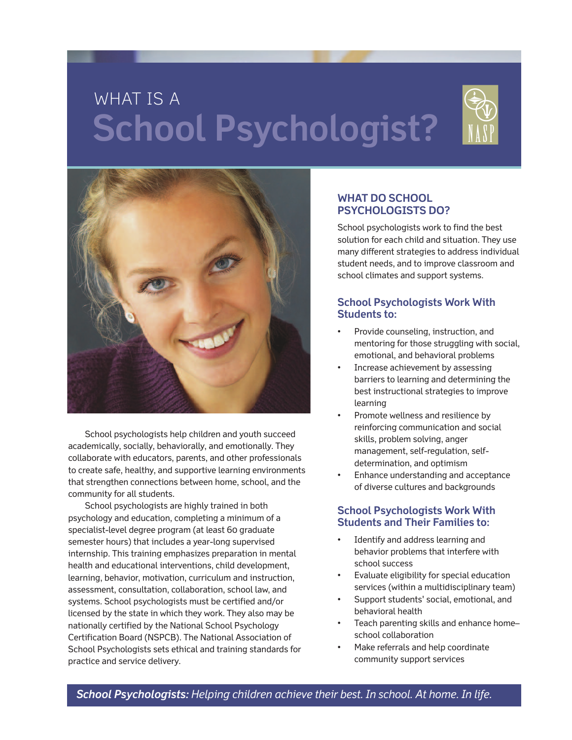# WHAT IS A School Psychologist?

School psychologists help children and youth succeed academically, socially, behaviorally, and emotionally. They collaborate with educators, parents, and other professionals to create safe, healthy, and supportive learning environments that strengthen connections between home, school, and the community for all students.

School psychologists are highly trained in both psychology and education, completing a minimum of a specialist-level degree program (at least 60 graduate semester hours) that includes a year-long supervised internship. This training emphasizes preparation in mental health and educational interventions, child development, learning, behavior, motivation, curriculum and instruction, assessment, consultation, collaboration, school law, and systems. School psychologists must be certified and/or licensed by the state in which they work. They also may be nationally certified by the National School Psychology Certification Board (NSPCB). The National Association of School Psychologists sets ethical and training standards for practice and service delivery.

## WHAT DO SCHOOL PSYCHOLOGISTS DO?

School psychologists work to find the best solution for each child and situation. They use many different strategies to address individual student needs, and to improve classroom and school climates and support systems.

### School Psychologists Work With Students to:

- Provide counseling, instruction, and mentoring for those struggling with social, emotional, and behavioral problems
- Increase achievement by assessing barriers to learning and determining the best instructional strategies to improve learning
- Promote wellness and resilience by reinforcing communication and social skills, problem solving, anger management, self-regulation, self-determination, and optimism
- Enhance understanding and acceptance of diverse cultures and backgrounds

### School Psychologists Work With Students and Their Families to:

- Identify and address learning and behavior problems that interfere with school success
- Evaluate eligibility for special education services (within a multidisciplinary team)
- Support students' social, emotional, and behavioral health
- Teach parenting skills and enhance home–school collaboration
- Make referrals and help coordinate community support services

***School Psychologists:** Helping children achieve their best. In school. At home. In life.*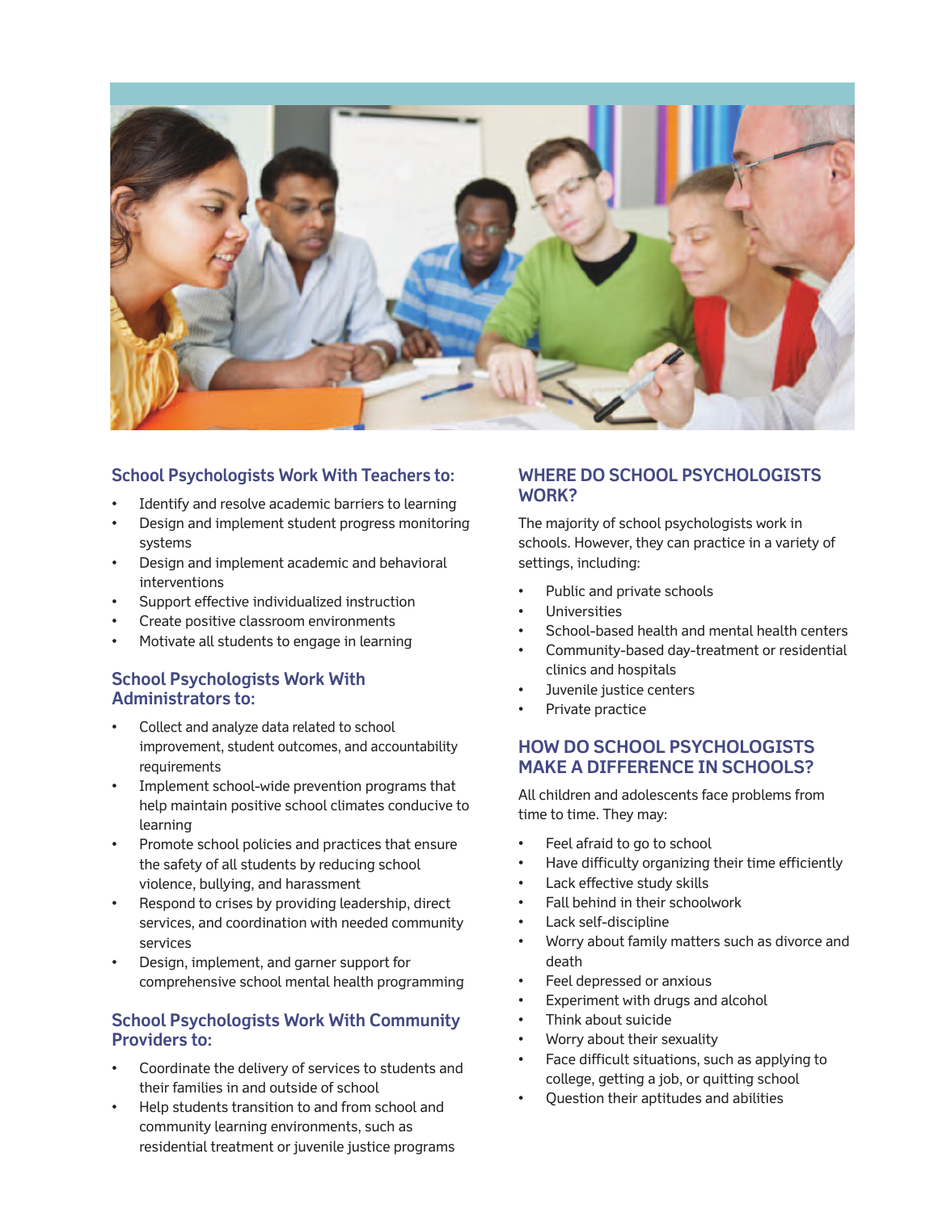## School Psychologists Work With Teachers to:

- Identify and resolve academic barriers to learning
- Design and implement student progress monitoring systems
- Design and implement academic and behavioral interventions
- Support effective individualized instruction
- Create positive classroom environments
- Motivate all students to engage in learning

## School Psychologists Work With Administrators to:

- Collect and analyze data related to school improvement, student outcomes, and accountability requirements
- Implement school-wide prevention programs that help maintain positive school climates conducive to learning
- Promote school policies and practices that ensure the safety of all students by reducing school violence, bullying, and harassment
- Respond to crises by providing leadership, direct services, and coordination with needed community services
- Design, implement, and garner support for comprehensive school mental health programming

## School Psychologists Work With Community Providers to:

- Coordinate the delivery of services to students and their families in and outside of school
- Help students transition to and from school and community learning environments, such as residential treatment or juvenile justice programs

## WHERE DO SCHOOL PSYCHOLOGISTS WORK?

The majority of school psychologists work in schools. However, they can practice in a variety of settings, including:

- Public and private schools
- Universities
- School-based health and mental health centers
- Community-based day-treatment or residential clinics and hospitals
- Juvenile justice centers
- Private practice

## HOW DO SCHOOL PSYCHOLOGISTS MAKE A DIFFERENCE IN SCHOOLS?

All children and adolescents face problems from time to time. They may:

- Feel afraid to go to school
- Have difficulty organizing their time efficiently
- Lack effective study skills
- Fall behind in their schoolwork
- Lack self-discipline
- Worry about family matters such as divorce and death
- Feel depressed or anxious
- Experiment with drugs and alcohol
- Think about suicide
- Worry about their sexuality
- Face difficult situations, such as applying to college, getting a job, or quitting school
- Question their aptitudes and abilities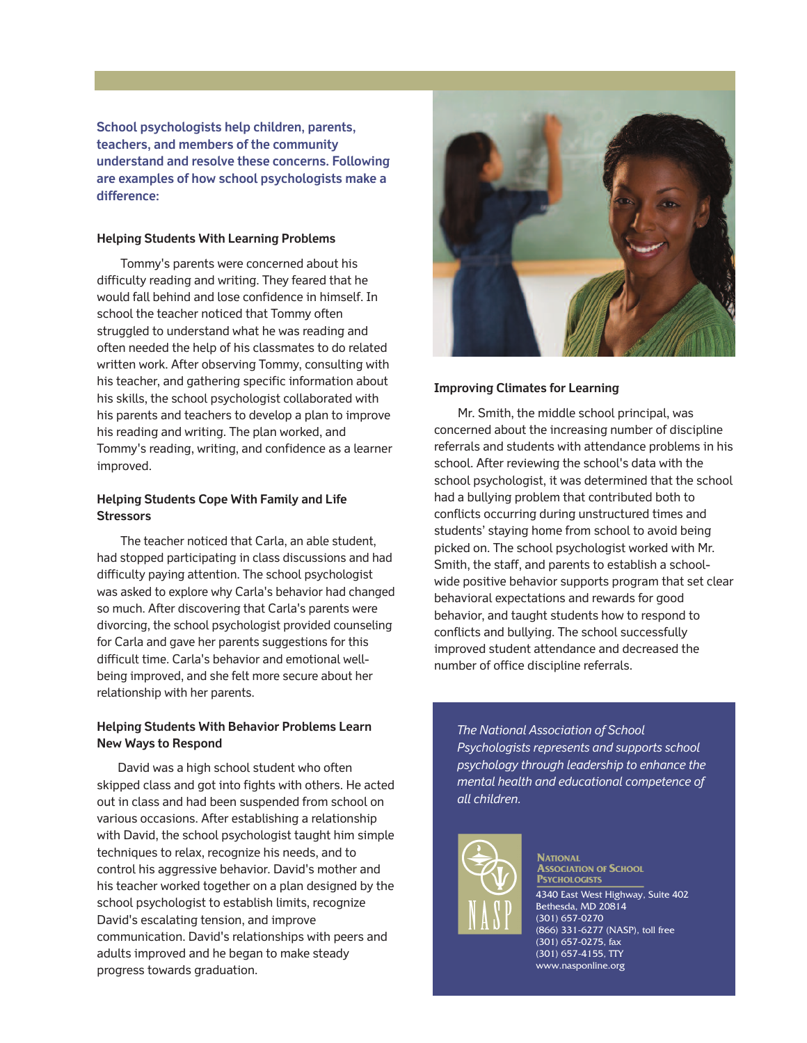**School psychologists help children, parents, teachers, and members of the community understand and resolve these concerns. Following are examples of how school psychologists make a difference:**

### Helping Students With Learning Problems

Tommy's parents were concerned about his difficulty reading and writing. They feared that he would fall behind and lose confidence in himself. In school the teacher noticed that Tommy often struggled to understand what he was reading and often needed the help of his classmates to do related written work. After observing Tommy, consulting with his teacher, and gathering specific information about his skills, the school psychologist collaborated with his parents and teachers to develop a plan to improve his reading and writing. The plan worked, and Tommy's reading, writing, and confidence as a learner improved.

### Helping Students Cope With Family and Life Stressors

The teacher noticed that Carla, an able student, had stopped participating in class discussions and had difficulty paying attention. The school psychologist was asked to explore why Carla's behavior had changed so much. After discovering that Carla's parents were divorcing, the school psychologist provided counseling for Carla and gave her parents suggestions for this difficult time. Carla's behavior and emotional well-being improved, and she felt more secure about her relationship with her parents.

### Helping Students With Behavior Problems Learn New Ways to Respond

David was a high school student who often skipped class and got into fights with others. He acted out in class and had been suspended from school on various occasions. After establishing a relationship with David, the school psychologist taught him simple techniques to relax, recognize his needs, and to control his aggressive behavior. David's mother and his teacher worked together on a plan designed by the school psychologist to establish limits, recognize David's escalating tension, and improve communication. David's relationships with peers and adults improved and he began to make steady progress towards graduation.

### Improving Climates for Learning

Mr. Smith, the middle school principal, was concerned about the increasing number of discipline referrals and students with attendance problems in his school. After reviewing the school's data with the school psychologist, it was determined that the school had a bullying problem that contributed both to conflicts occurring during unstructured times and students' staying home from school to avoid being picked on. The school psychologist worked with Mr. Smith, the staff, and parents to establish a school-wide positive behavior supports program that set clear behavioral expectations and rewards for good behavior, and taught students how to respond to conflicts and bullying. The school successfully improved student attendance and decreased the number of office discipline referrals.

*The National Association of School Psychologists represents and supports school psychology through leadership to enhance the mental health and educational competence of all children.*

NASP

**National Association of School Psychologists**

4340 East West Highway, Suite 402
Bethesda, MD 20814
(301) 657-0270
(866) 331-6277 (NASP), toll free
(301) 657-0275, fax
(301) 657-4155, TTY
www.nasponline.org